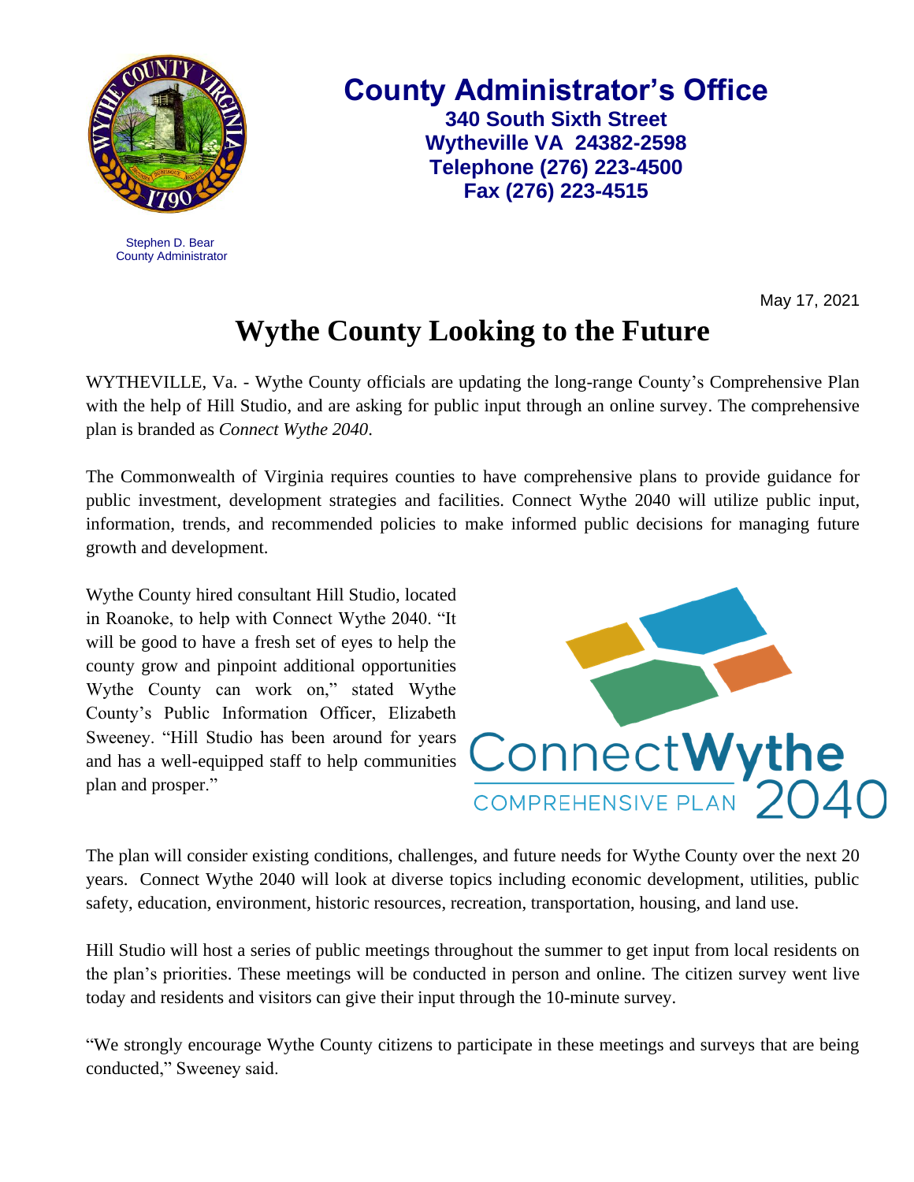# County Administrator's Office

**340 South Sixth Street**
**Wytheville VA 24382-2598**
**Telephone (276) 223-4500**
**Fax (276) 223-4515**

Stephen D. Bear
County Administrator

May 17, 2021

# Wythe County Looking to the Future

WYTHEVILLE, Va. - Wythe County officials are updating the long-range County's Comprehensive Plan with the help of Hill Studio, and are asking for public input through an online survey. The comprehensive plan is branded as *Connect Wythe 2040*.

The Commonwealth of Virginia requires counties to have comprehensive plans to provide guidance for public investment, development strategies and facilities. Connect Wythe 2040 will utilize public input, information, trends, and recommended policies to make informed public decisions for managing future growth and development.

Wythe County hired consultant Hill Studio, located in Roanoke, to help with Connect Wythe 2040. "It will be good to have a fresh set of eyes to help the county grow and pinpoint additional opportunities Wythe County can work on," stated Wythe County's Public Information Officer, Elizabeth Sweeney. "Hill Studio has been around for years and has a well-equipped staff to help communities plan and prosper."

ConnectWythe COMPREHENSIVE PLAN 2040

The plan will consider existing conditions, challenges, and future needs for Wythe County over the next 20 years. Connect Wythe 2040 will look at diverse topics including economic development, utilities, public safety, education, environment, historic resources, recreation, transportation, housing, and land use.

Hill Studio will host a series of public meetings throughout the summer to get input from local residents on the plan's priorities. These meetings will be conducted in person and online. The citizen survey went live today and residents and visitors can give their input through the 10-minute survey.

"We strongly encourage Wythe County citizens to participate in these meetings and surveys that are being conducted," Sweeney said.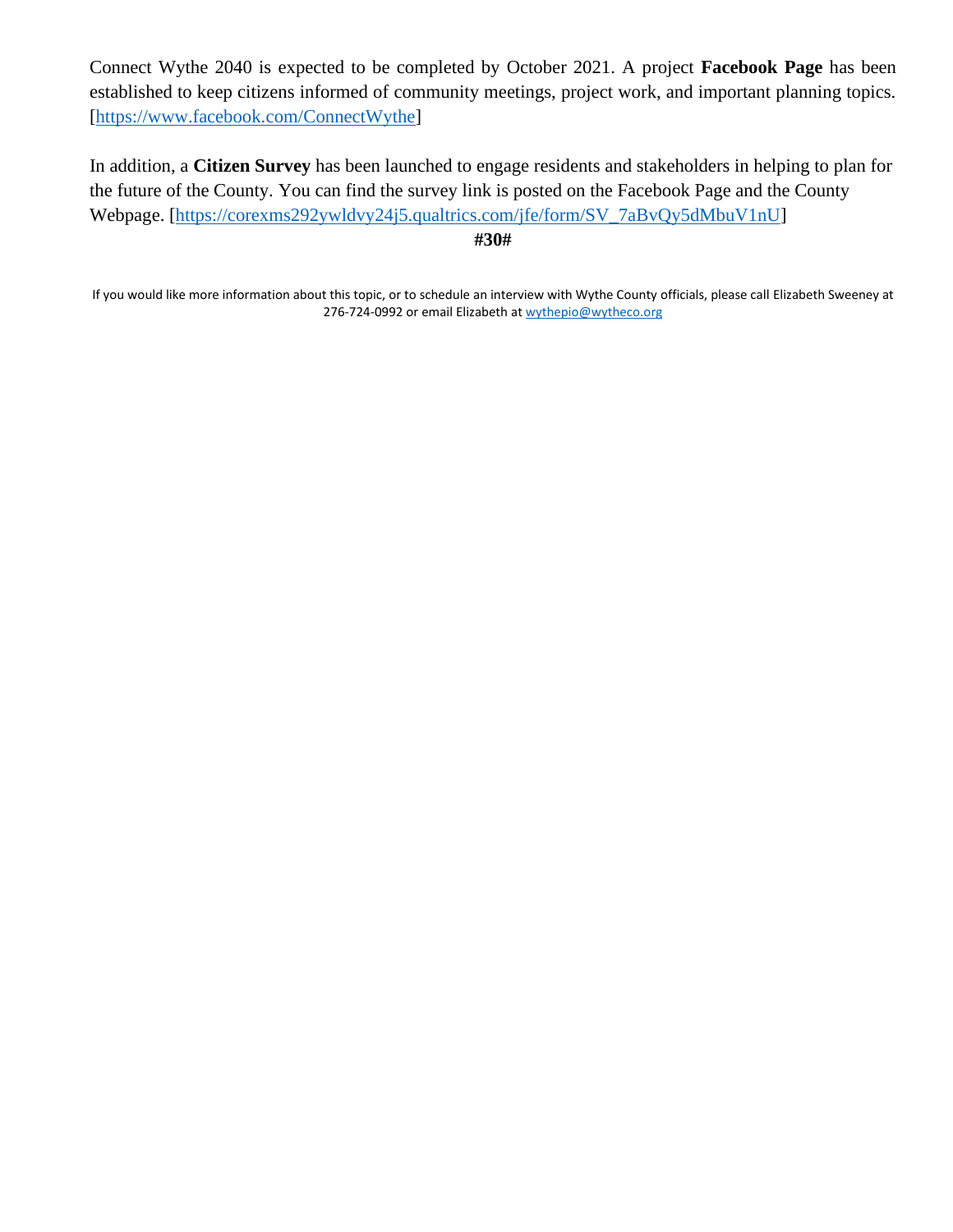Connect Wythe 2040 is expected to be completed by October 2021. A project **Facebook Page** has been established to keep citizens informed of community meetings, project work, and important planning topics. [https://www.facebook.com/ConnectWythe]

In addition, a **Citizen Survey** has been launched to engage residents and stakeholders in helping to plan for the future of the County. You can find the survey link is posted on the Facebook Page and the County Webpage. [https://corexms292ywldvy24j5.qualtrics.com/jfe/form/SV_7aBvQy5dMbuV1nU]

**#30#**

If you would like more information about this topic, or to schedule an interview with Wythe County officials, please call Elizabeth Sweeney at 276-724-0992 or email Elizabeth at wythepio@wytheco.org